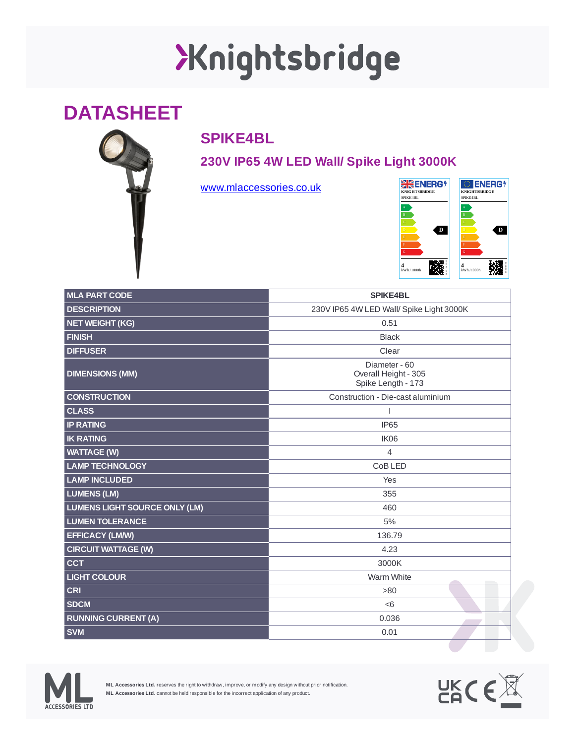# Knightsbridge

## DATASHEET

### SPIKE4BL

### 230V IP65 4W LED Wall/ Spike Light 3000K

www.mlaccessories.co.uk

| MLA PART CODE | SPIKE4BL |
|---|---|
| DESCRIPTION | 230V IP65 4W LED Wall/ Spike Light 3000K |
| NET WEIGHT (KG) | 0.51 |
| FINISH | Black |
| DIFFUSER | Clear |
| DIMENSIONS (MM) | Diameter - 60<br>Overall Height - 305<br>Spike Length - 173 |
| CONSTRUCTION | Construction - Die-cast aluminium |
| CLASS | I |
| IP RATING | IP65 |
| IK RATING | IK06 |
| WATTAGE (W) | 4 |
| LAMP TECHNOLOGY | CoB LED |
| LAMP INCLUDED | Yes |
| LUMENS (LM) | 355 |
| LUMENS LIGHT SOURCE ONLY (LM) | 460 |
| LUMEN TOLERANCE | 5% |
| EFFICACY (LM/W) | 136.79 |
| CIRCUIT WATTAGE (W) | 4.23 |
| CCT | 3000K |
| LIGHT COLOUR | Warm White |
| CRI | >80 |
| SDCM | <6 |
| RUNNING CURRENT (A) | 0.036 |
| SVM | 0.01 |

**ML Accessories Ltd.** reserves the right to withdraw, improve, or modify any design without prior notification.
**ML Accessories Ltd.** cannot be held responsible for the incorrect application of any product.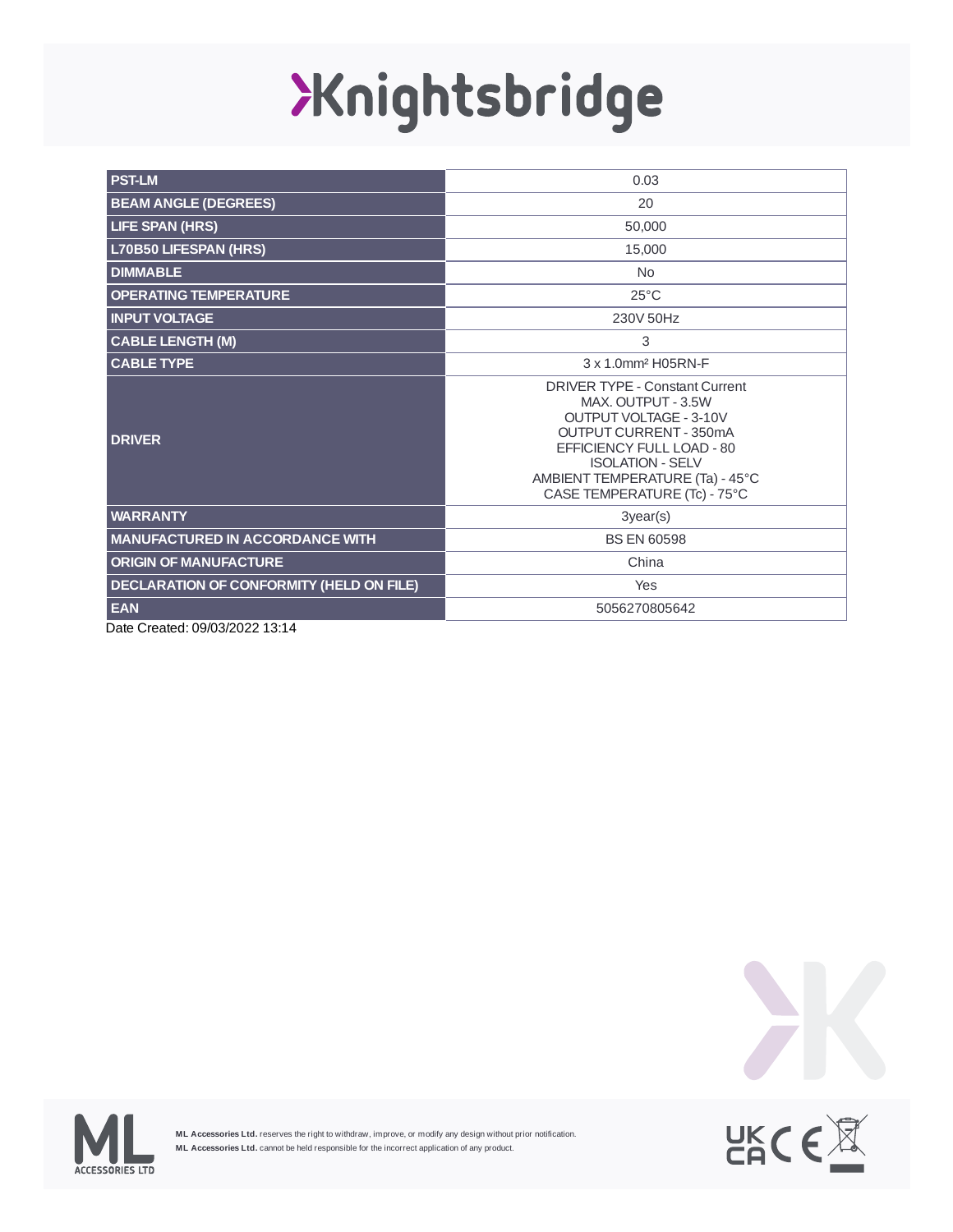# Knightsbridge

| | |
|---|---|
| PST-LM | 0.03 |
| BEAM ANGLE (DEGREES) | 20 |
| LIFE SPAN (HRS) | 50,000 |
| L70B50 LIFESPAN (HRS) | 15,000 |
| DIMMABLE | No |
| OPERATING TEMPERATURE | 25°C |
| INPUT VOLTAGE | 230V 50Hz |
| CABLE LENGTH (M) | 3 |
| CABLE TYPE | 3 x 1.0mm² H05RN-F |
| DRIVER | DRIVER TYPE - Constant Current<br>MAX. OUTPUT - 3.5W<br>OUTPUT VOLTAGE - 3-10V<br>OUTPUT CURRENT - 350mA<br>EFFICIENCY FULL LOAD - 80<br>ISOLATION - SELV<br>AMBIENT TEMPERATURE (Ta) - 45°C<br>CASE TEMPERATURE (Tc) - 75°C |
| WARRANTY | 3year(s) |
| MANUFACTURED IN ACCORDANCE WITH | BS EN 60598 |
| ORIGIN OF MANUFACTURE | China |
| DECLARATION OF CONFORMITY (HELD ON FILE) | Yes |
| EAN | 5056270805642 |

Date Created: 09/03/2022 13:14

**ML Accessories Ltd.** reserves the right to withdraw, improve, or modify any design without prior notification.
**ML Accessories Ltd.** cannot be held responsible for the incorrect application of any product.